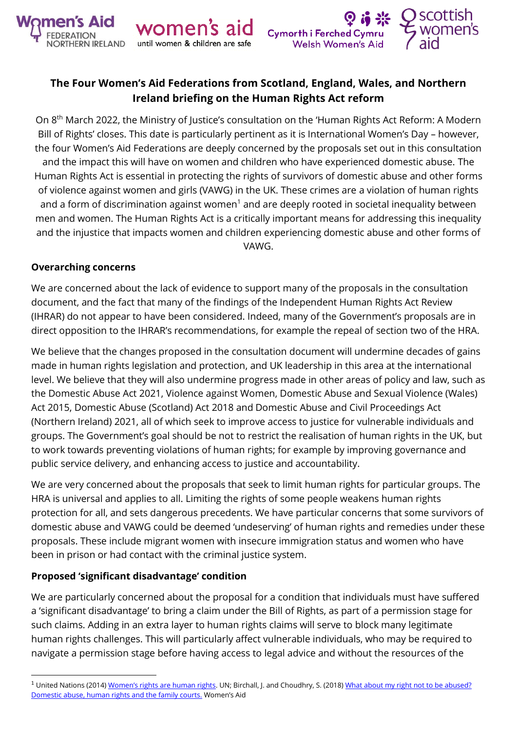# The Four Women's Aid Federations from Scotland, England, Wales, and Northern Ireland briefing on the Human Rights Act reform

On 8th March 2022, the Ministry of Justice's consultation on the 'Human Rights Act Reform: A Modern Bill of Rights' closes. This date is particularly pertinent as it is International Women's Day – however, the four Women's Aid Federations are deeply concerned by the proposals set out in this consultation and the impact this will have on women and children who have experienced domestic abuse. The Human Rights Act is essential in protecting the rights of survivors of domestic abuse and other forms of violence against women and girls (VAWG) in the UK. These crimes are a violation of human rights and a form of discrimination against women[1] and are deeply rooted in societal inequality between men and women. The Human Rights Act is a critically important means for addressing this inequality and the injustice that impacts women and children experiencing domestic abuse and other forms of VAWG.

## Overarching concerns

We are concerned about the lack of evidence to support many of the proposals in the consultation document, and the fact that many of the findings of the Independent Human Rights Act Review (IHRAR) do not appear to have been considered. Indeed, many of the Government's proposals are in direct opposition to the IHRAR's recommendations, for example the repeal of section two of the HRA.

We believe that the changes proposed in the consultation document will undermine decades of gains made in human rights legislation and protection, and UK leadership in this area at the international level. We believe that they will also undermine progress made in other areas of policy and law, such as the Domestic Abuse Act 2021, Violence against Women, Domestic Abuse and Sexual Violence (Wales) Act 2015, Domestic Abuse (Scotland) Act 2018 and Domestic Abuse and Civil Proceedings Act (Northern Ireland) 2021, all of which seek to improve access to justice for vulnerable individuals and groups. The Government's goal should be not to restrict the realisation of human rights in the UK, but to work towards preventing violations of human rights; for example by improving governance and public service delivery, and enhancing access to justice and accountability.

We are very concerned about the proposals that seek to limit human rights for particular groups. The HRA is universal and applies to all. Limiting the rights of some people weakens human rights protection for all, and sets dangerous precedents. We have particular concerns that some survivors of domestic abuse and VAWG could be deemed 'undeserving' of human rights and remedies under these proposals. These include migrant women with insecure immigration status and women who have been in prison or had contact with the criminal justice system.

## Proposed 'significant disadvantage' condition

We are particularly concerned about the proposal for a condition that individuals must have suffered a 'significant disadvantage' to bring a claim under the Bill of Rights, as part of a permission stage for such claims. Adding in an extra layer to human rights claims will serve to block many legitimate human rights challenges. This will particularly affect vulnerable individuals, who may be required to navigate a permission stage before having access to legal advice and without the resources of the

[1] United Nations (2014) Women's rights are human rights. UN; Birchall, J. and Choudhry, S. (2018) What about my right not to be abused? Domestic abuse, human rights and the family courts. Women's Aid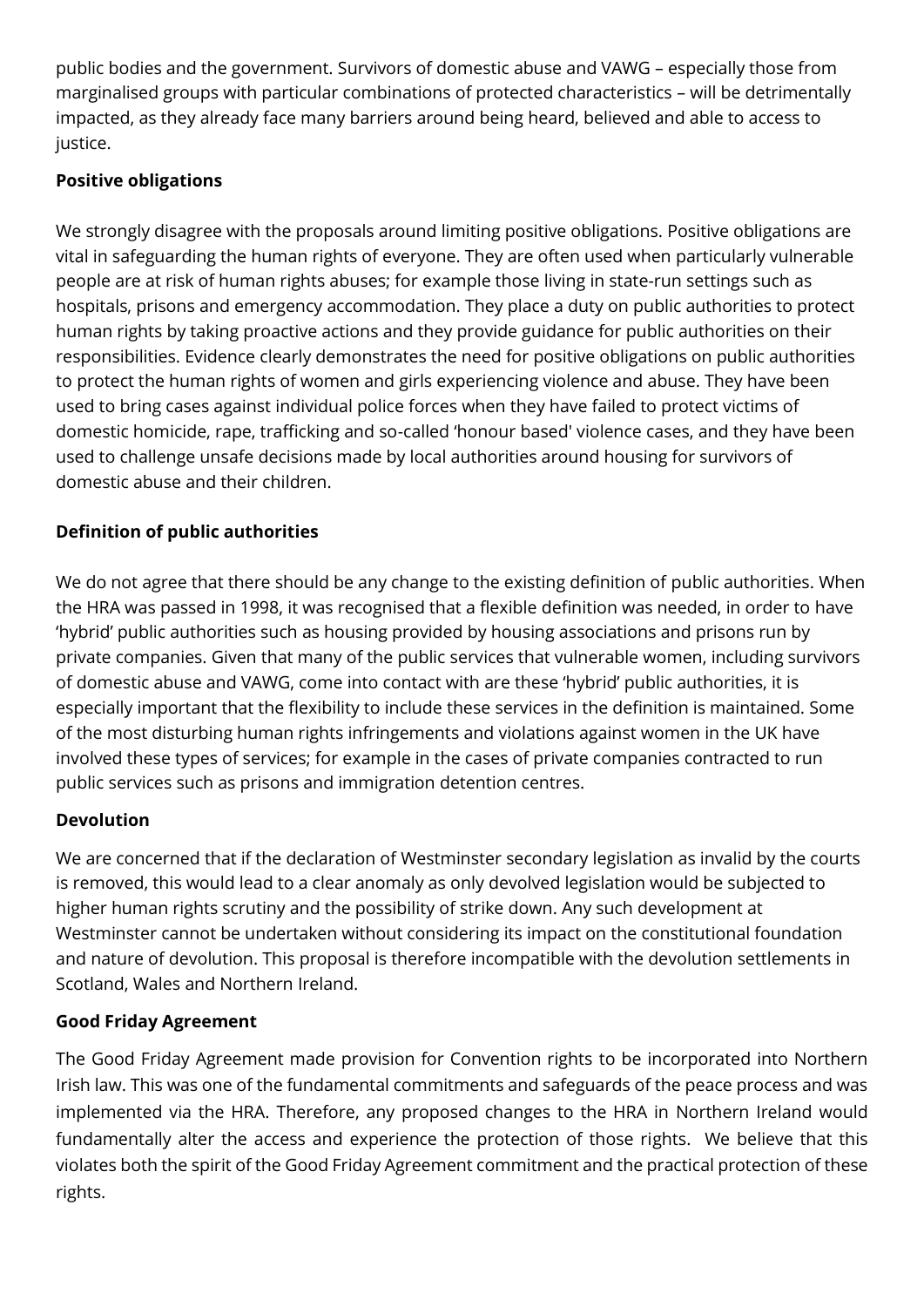public bodies and the government. Survivors of domestic abuse and VAWG – especially those from marginalised groups with particular combinations of protected characteristics – will be detrimentally impacted, as they already face many barriers around being heard, believed and able to access to justice.

**Positive obligations**

We strongly disagree with the proposals around limiting positive obligations. Positive obligations are vital in safeguarding the human rights of everyone. They are often used when particularly vulnerable people are at risk of human rights abuses; for example those living in state-run settings such as hospitals, prisons and emergency accommodation. They place a duty on public authorities to protect human rights by taking proactive actions and they provide guidance for public authorities on their responsibilities. Evidence clearly demonstrates the need for positive obligations on public authorities to protect the human rights of women and girls experiencing violence and abuse. They have been used to bring cases against individual police forces when they have failed to protect victims of domestic homicide, rape, trafficking and so-called 'honour based' violence cases, and they have been used to challenge unsafe decisions made by local authorities around housing for survivors of domestic abuse and their children.

**Definition of public authorities**

We do not agree that there should be any change to the existing definition of public authorities. When the HRA was passed in 1998, it was recognised that a flexible definition was needed, in order to have 'hybrid' public authorities such as housing provided by housing associations and prisons run by private companies. Given that many of the public services that vulnerable women, including survivors of domestic abuse and VAWG, come into contact with are these 'hybrid' public authorities, it is especially important that the flexibility to include these services in the definition is maintained. Some of the most disturbing human rights infringements and violations against women in the UK have involved these types of services; for example in the cases of private companies contracted to run public services such as prisons and immigration detention centres.

**Devolution**

We are concerned that if the declaration of Westminster secondary legislation as invalid by the courts is removed, this would lead to a clear anomaly as only devolved legislation would be subjected to higher human rights scrutiny and the possibility of strike down. Any such development at Westminster cannot be undertaken without considering its impact on the constitutional foundation and nature of devolution. This proposal is therefore incompatible with the devolution settlements in Scotland, Wales and Northern Ireland.

**Good Friday Agreement**

The Good Friday Agreement made provision for Convention rights to be incorporated into Northern Irish law. This was one of the fundamental commitments and safeguards of the peace process and was implemented via the HRA. Therefore, any proposed changes to the HRA in Northern Ireland would fundamentally alter the access and experience the protection of those rights. We believe that this violates both the spirit of the Good Friday Agreement commitment and the practical protection of these rights.